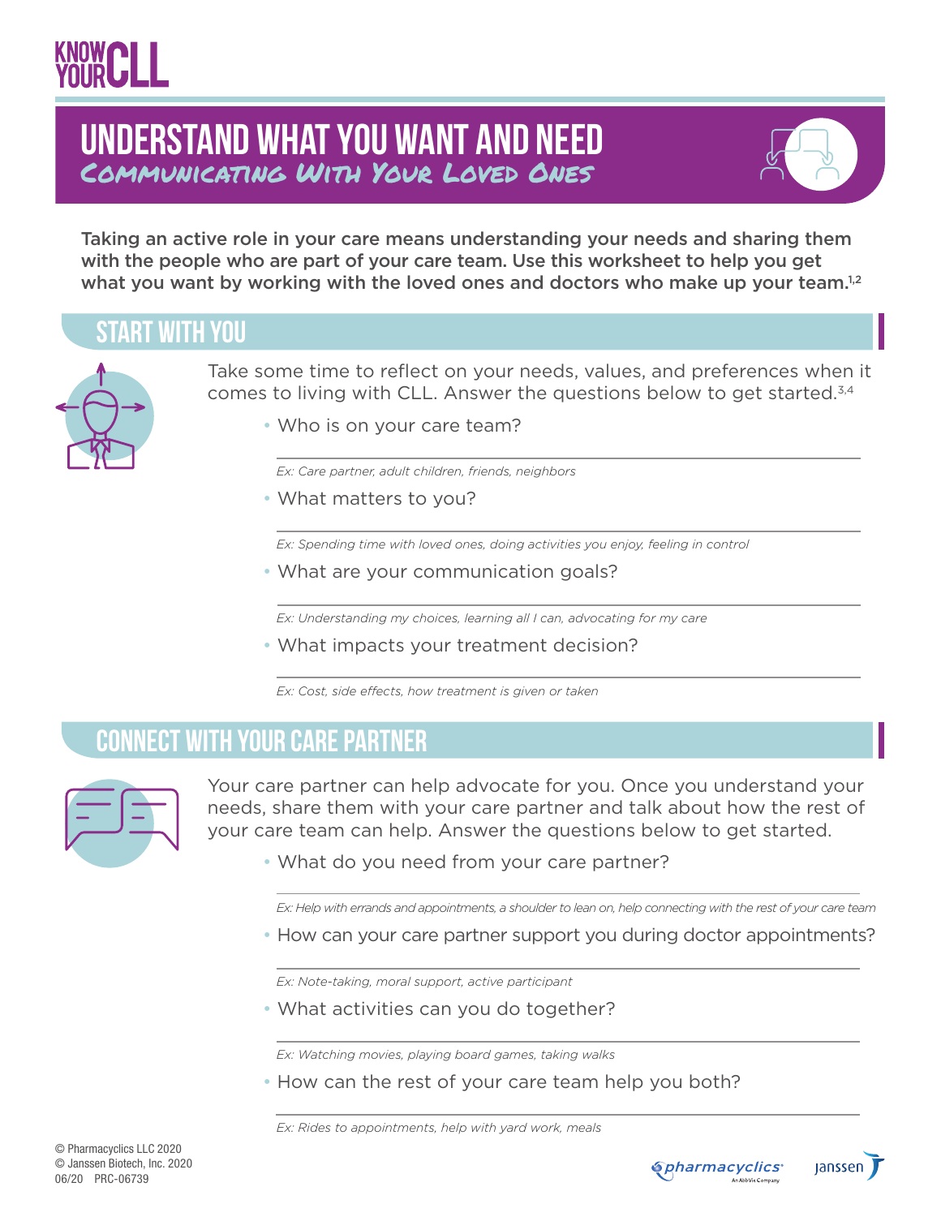KNOW YOUR CLL

# UNDERSTAND WHAT YOU WANT AND NEED

## *Communicating With Your Loved Ones*

**Taking an active role in your care means understanding your needs and sharing them with the people who are part of your care team. Use this worksheet to help you get what you want by working with the loved ones and doctors who make up your team.[1,2]**

## START WITH YOU

Take some time to reflect on your needs, values, and preferences when it comes to living with CLL. Answer the questions below to get started.[3,4]

- Who is on your care team?

  ___________________________________________

  *Ex: Care partner, adult children, friends, neighbors*

- What matters to you?

  ___________________________________________

  *Ex: Spending time with loved ones, doing activities you enjoy, feeling in control*

- What are your communication goals?

  ___________________________________________

  *Ex: Understanding my choices, learning all I can, advocating for my care*

- What impacts your treatment decision?

  ___________________________________________

  *Ex: Cost, side effects, how treatment is given or taken*

## CONNECT WITH YOUR CARE PARTNER

Your care partner can help advocate for you. Once you understand your needs, share them with your care partner and talk about how the rest of your care team can help. Answer the questions below to get started.

- What do you need from your care partner?

  ___________________________________________

  *Ex: Help with errands and appointments, a shoulder to lean on, help connecting with the rest of your care team*

- How can your care partner support you during doctor appointments?

  ___________________________________________

  *Ex: Note-taking, moral support, active participant*

- What activities can you do together?

  ___________________________________________

  *Ex: Watching movies, playing board games, taking walks*

- How can the rest of your care team help you both?

  ___________________________________________

  *Ex: Rides to appointments, help with yard work, meals*

© Pharmacyclics LLC 2020
© Janssen Biotech, Inc. 2020
06/20 PRC-06739

pharmacyclics An AbbVie Company | Janssen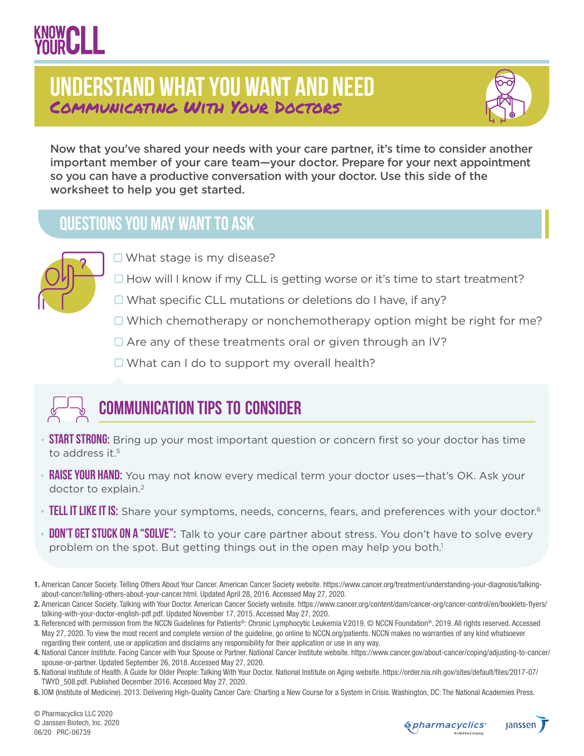KNOW YOUR CLL

# UNDERSTAND WHAT YOU WANT AND NEED

*Communicating With Your Doctors*

Now that you've shared your needs with your care partner, it's time to consider another important member of your care team—your doctor. Prepare for your next appointment so you can have a productive conversation with your doctor. Use this side of the worksheet to help you get started.

## QUESTIONS YOU MAY WANT TO ASK

- ☐ What stage is my disease?
- ☐ How will I know if my CLL is getting worse or it's time to start treatment?
- ☐ What specific CLL mutations or deletions do I have, if any?
- ☐ Which chemotherapy or nonchemotherapy option might be right for me?
- ☐ Are any of these treatments oral or given through an IV?
- ☐ What can I do to support my overall health?

## COMMUNICATION TIPS TO CONSIDER

- **START STRONG:** Bring up your most important question or concern first so your doctor has time to address it.[5]
- **RAISE YOUR HAND:** You may not know every medical term your doctor uses—that's OK. Ask your doctor to explain.[2]
- **TELL IT LIKE IT IS:** Share your symptoms, needs, concerns, fears, and preferences with your doctor.[6]
- **DON'T GET STUCK ON A "SOLVE":** Talk to your care partner about stress. You don't have to solve every problem on the spot. But getting things out in the open may help you both.[1]

1. American Cancer Society. Telling Others About Your Cancer. American Cancer Society website. https://www.cancer.org/treatment/understanding-your-diagnosis/talking-about-cancer/telling-others-about-your-cancer.html. Updated April 28, 2016. Accessed May 27, 2020.
2. American Cancer Society. Talking with Your Doctor. American Cancer Society website. https://www.cancer.org/content/dam/cancer-org/cancer-control/en/booklets-flyers/talking-with-your-doctor-english-pdf.pdf. Updated November 17, 2015. Accessed May 27, 2020.
3. Referenced with permission from the NCCN Guidelines for Patients®: Chronic Lymphocytic Leukemia V.2019. © NCCN Foundation®. 2019. All rights reserved. Accessed May 27, 2020. To view the most recent and complete version of the guideline, go online to NCCN.org/patients. NCCN makes no warranties of any kind whatsoever regarding their content, use or application and disclaims any responsibility for their application or use in any way.
4. National Cancer Institute. Facing Cancer with Your Spouse or Partner. National Cancer Institute website. https://www.cancer.gov/about-cancer/coping/adjusting-to-cancer/spouse-or-partner. Updated September 26, 2018. Accessed May 27, 2020.
5. National Institute of Health. A Guide for Older People: Talking With Your Doctor. National Institute on Aging website. https://order.nia.nih.gov/sites/default/files/2017-07/TWYD_508.pdf. Published December 2016. Accessed May 27, 2020.
6. IOM (Institute of Medicine). 2013. Delivering High-Quality Cancer Care: Charting a New Course for a System in Crisis. Washington, DC: The National Academies Press.

© Pharmacyclics LLC 2020
© Janssen Biotech, Inc. 2020
06/20 PRC-06739

pharmacyclics® An AbbVie Company

Janssen